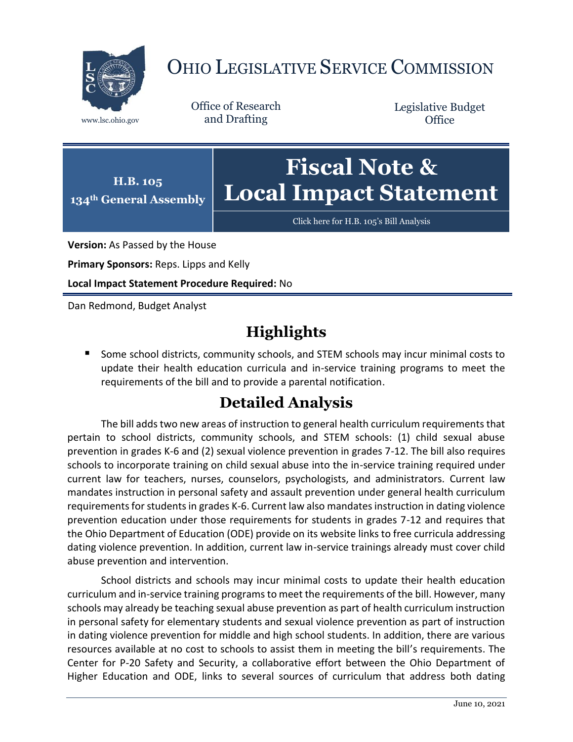# OHIO LEGISLATIVE SERVICE COMMISSION

www.lsc.ohio.gov

Office of Research and Drafting

Legislative Budget Office

**H.B. 105**
**134th General Assembly**

# Fiscal Note & Local Impact Statement

Click here for H.B. 105's Bill Analysis

**Version:** As Passed by the House

**Primary Sponsors:** Reps. Lipps and Kelly

**Local Impact Statement Procedure Required:** No

Dan Redmond, Budget Analyst

## Highlights

- Some school districts, community schools, and STEM schools may incur minimal costs to update their health education curricula and in-service training programs to meet the requirements of the bill and to provide a parental notification.

## Detailed Analysis

The bill adds two new areas of instruction to general health curriculum requirements that pertain to school districts, community schools, and STEM schools: (1) child sexual abuse prevention in grades K-6 and (2) sexual violence prevention in grades 7-12. The bill also requires schools to incorporate training on child sexual abuse into the in-service training required under current law for teachers, nurses, counselors, psychologists, and administrators. Current law mandates instruction in personal safety and assault prevention under general health curriculum requirements for students in grades K-6. Current law also mandates instruction in dating violence prevention education under those requirements for students in grades 7-12 and requires that the Ohio Department of Education (ODE) provide on its website links to free curricula addressing dating violence prevention. In addition, current law in-service trainings already must cover child abuse prevention and intervention.

School districts and schools may incur minimal costs to update their health education curriculum and in-service training programs to meet the requirements of the bill. However, many schools may already be teaching sexual abuse prevention as part of health curriculum instruction in personal safety for elementary students and sexual violence prevention as part of instruction in dating violence prevention for middle and high school students. In addition, there are various resources available at no cost to schools to assist them in meeting the bill's requirements. The Center for P-20 Safety and Security, a collaborative effort between the Ohio Department of Higher Education and ODE, links to several sources of curriculum that address both dating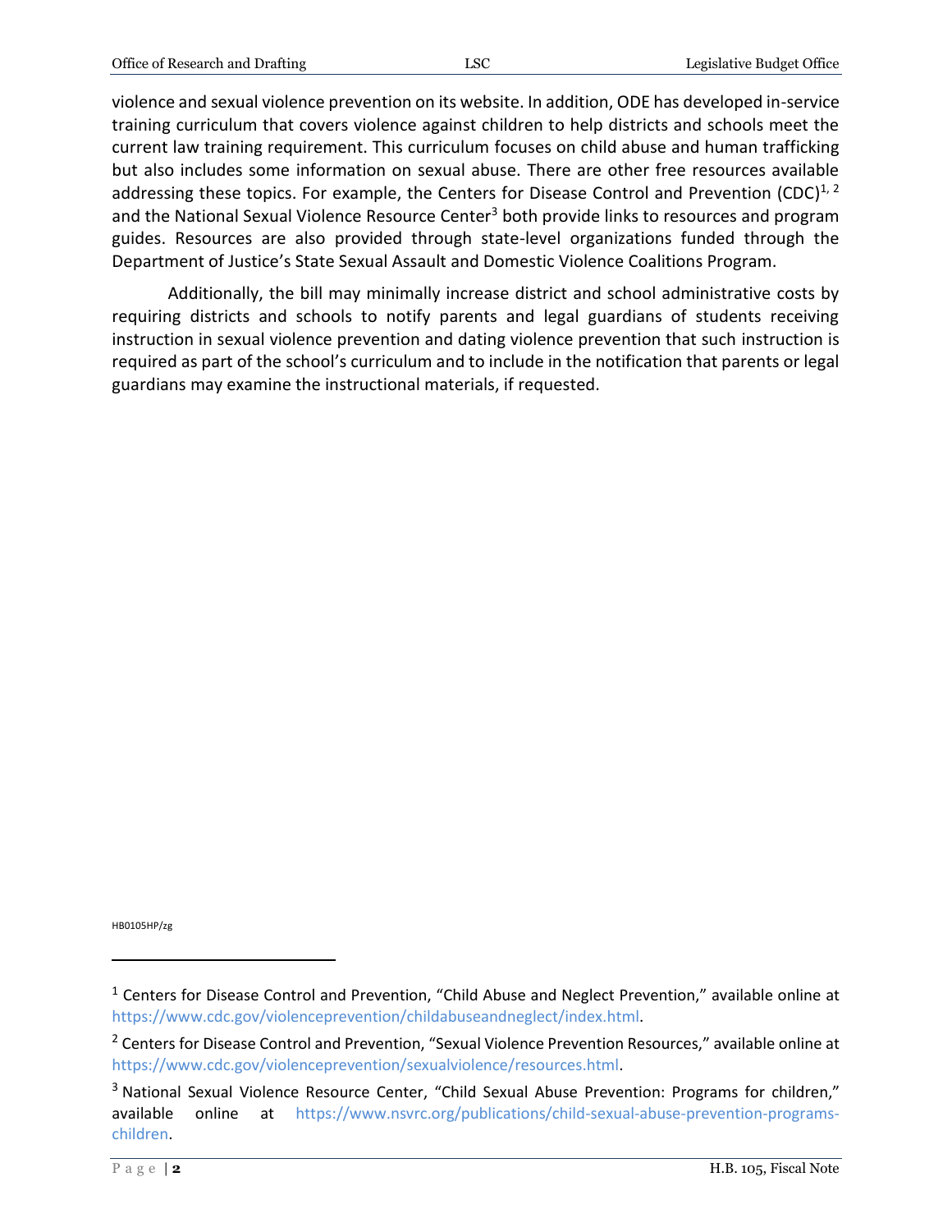violence and sexual violence prevention on its website. In addition, ODE has developed in-service training curriculum that covers violence against children to help districts and schools meet the current law training requirement. This curriculum focuses on child abuse and human trafficking but also includes some information on sexual abuse. There are other free resources available addressing these topics. For example, the Centers for Disease Control and Prevention (CDC)[1, 2] and the National Sexual Violence Resource Center[3] both provide links to resources and program guides. Resources are also provided through state-level organizations funded through the Department of Justice's State Sexual Assault and Domestic Violence Coalitions Program.

Additionally, the bill may minimally increase district and school administrative costs by requiring districts and schools to notify parents and legal guardians of students receiving instruction in sexual violence prevention and dating violence prevention that such instruction is required as part of the school's curriculum and to include in the notification that parents or legal guardians may examine the instructional materials, if requested.

HB0105HP/zg

---

[1] Centers for Disease Control and Prevention, "Child Abuse and Neglect Prevention," available online at https://www.cdc.gov/violenceprevention/childabuseandneglect/index.html.

[2] Centers for Disease Control and Prevention, "Sexual Violence Prevention Resources," available online at https://www.cdc.gov/violenceprevention/sexualviolence/resources.html.

[3] National Sexual Violence Resource Center, "Child Sexual Abuse Prevention: Programs for children," available online at https://www.nsvrc.org/publications/child-sexual-abuse-prevention-programs-children.